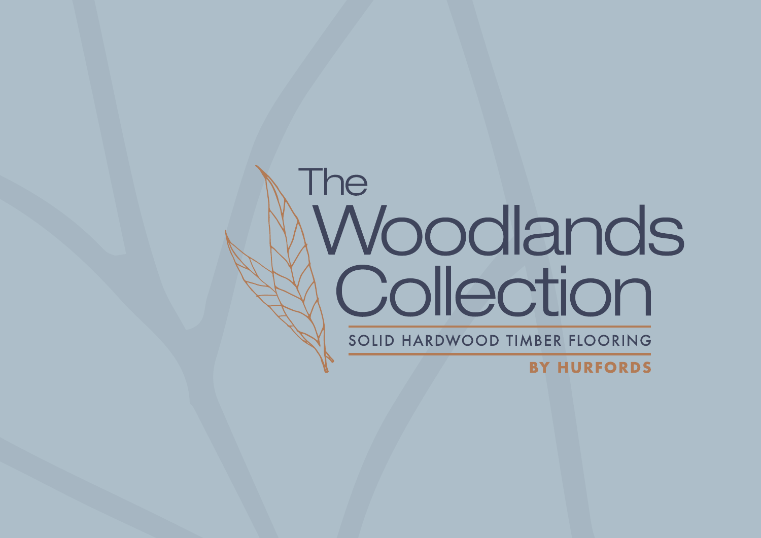# The Woodlands Collection

SOLID HARDWOOD TIMBER FLOORING

**BY HURFORDS**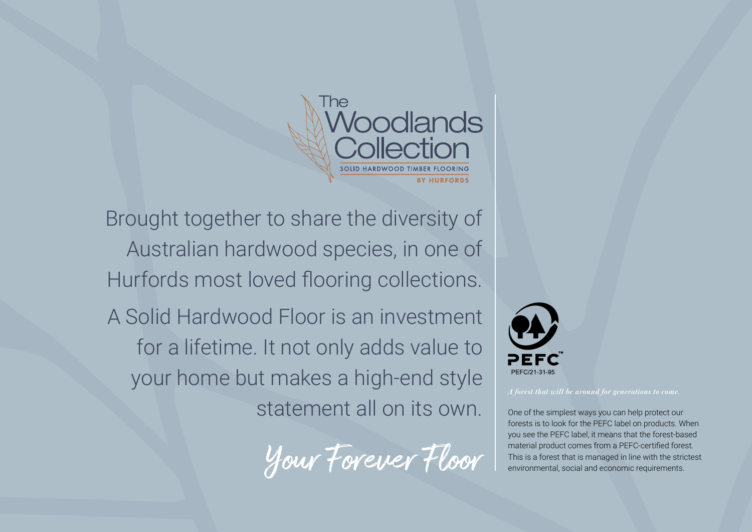# The Woodlands Collection

SOLID HARDWOOD TIMBER FLOORING

BY HURFORDS

Brought together to share the diversity of Australian hardwood species, in one of Hurfords most loved flooring collections.

A Solid Hardwood Floor is an investment for a lifetime. It not only adds value to your home but makes a high-end style statement all on its own.

*Your Forever Floor*

PEFC

PEFC/21-31-95

*A forest that will be around for generations to come.*

One of the simplest ways you can help protect our forests is to look for the PEFC label on products. When you see the PEFC label, it means that the forest-based material product comes from a PEFC-certified forest. This is a forest that is managed in line with the strictest environmental, social and economic requirements.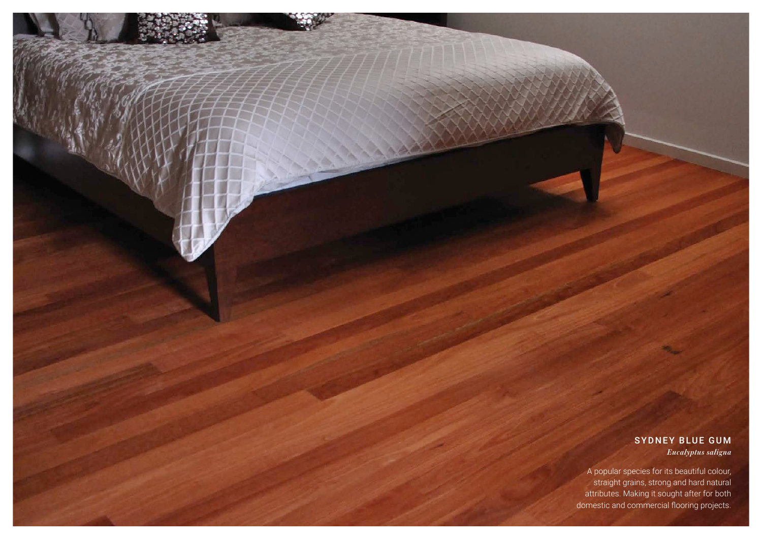## SYDNEY BLUE GUM

***Eucalyptus saligna***

A popular species for its beautiful colour, straight grains, strong and hard natural attributes. Making it sought after for both domestic and commercial flooring projects.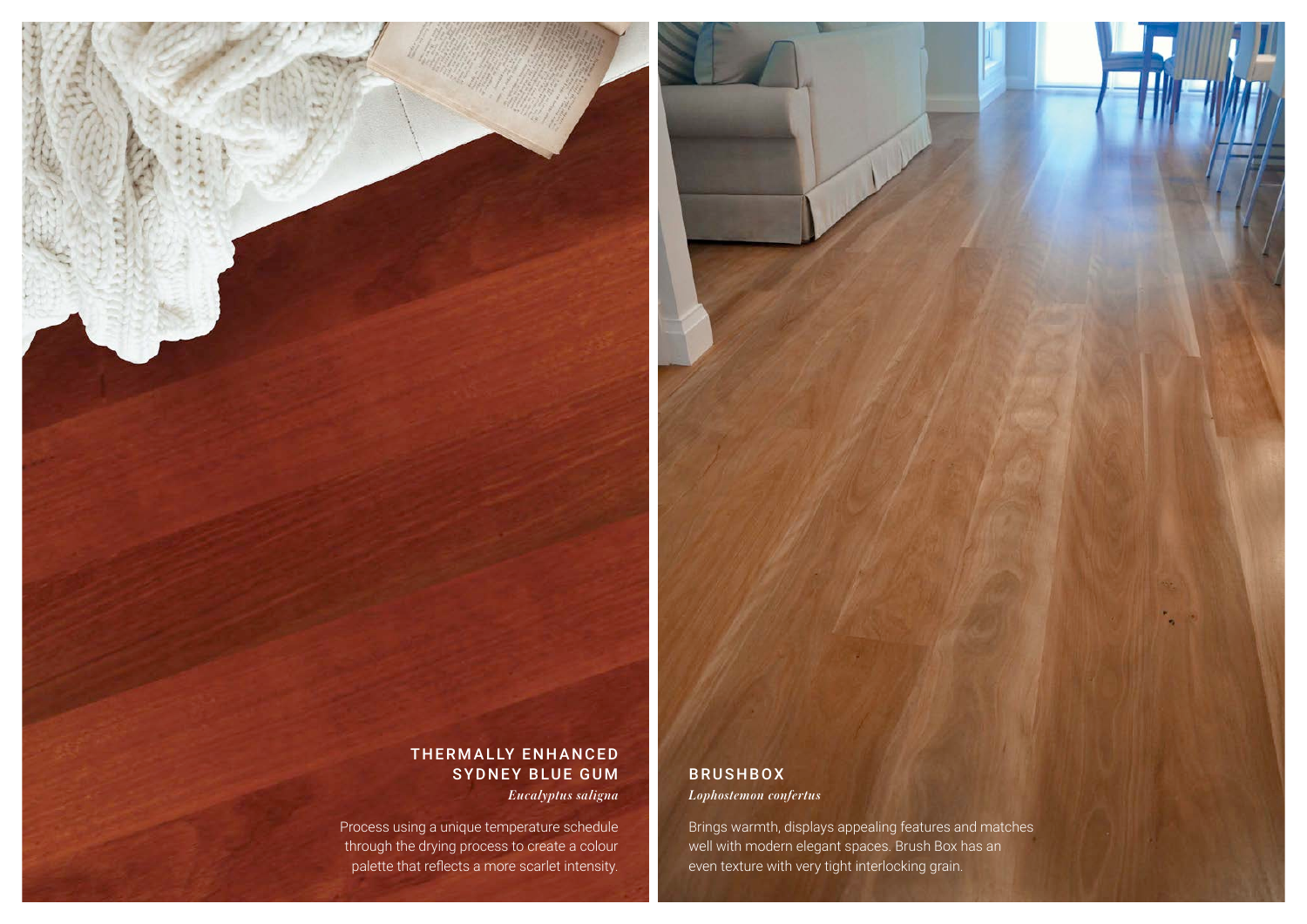## THERMALLY ENHANCED SYDNEY BLUE GUM

*Eucalyptus saligna*

Process using a unique temperature schedule through the drying process to create a colour palette that reflects a more scarlet intensity.

## BRUSHBOX

*Lophostemon confertus*

Brings warmth, displays appealing features and matches well with modern elegant spaces. Brush Box has an even texture with very tight interlocking grain.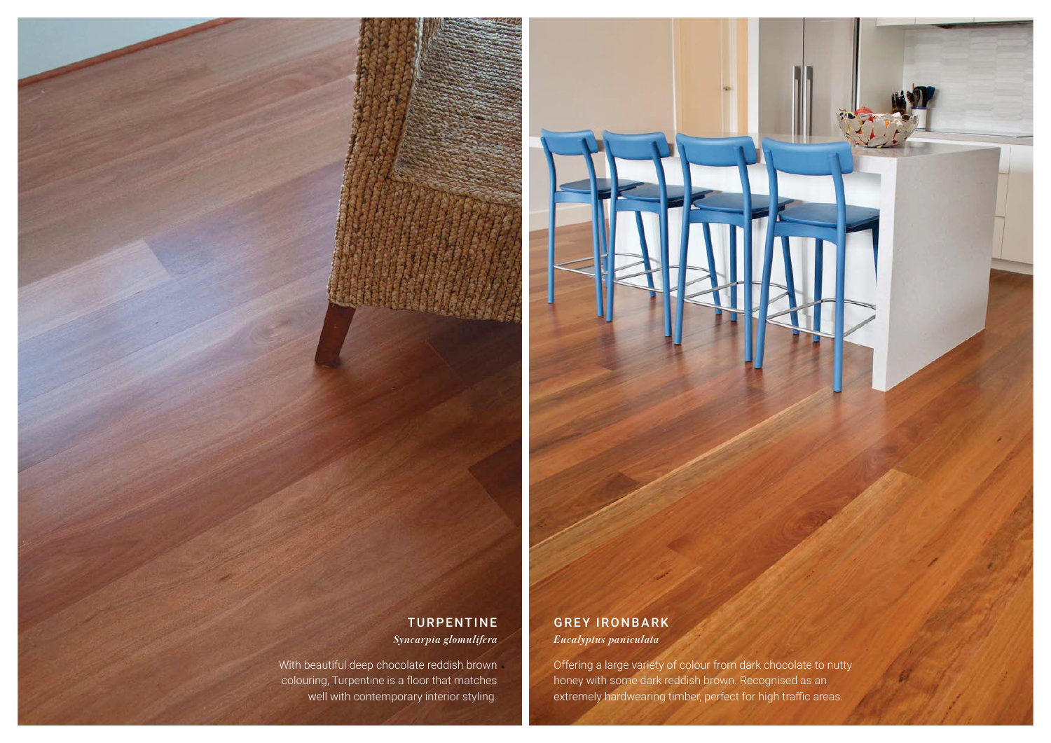## TURPENTINE

*Syncarpia glomulifera*

With beautiful deep chocolate reddish brown colouring, Turpentine is a floor that matches well with contemporary interior styling.

## GREY IRONBARK

*Eucalyptus paniculata*

Offering a large variety of colour from dark chocolate to nutty honey with some dark reddish brown. Recognised as an extremely hardwearing timber, perfect for high traffic areas.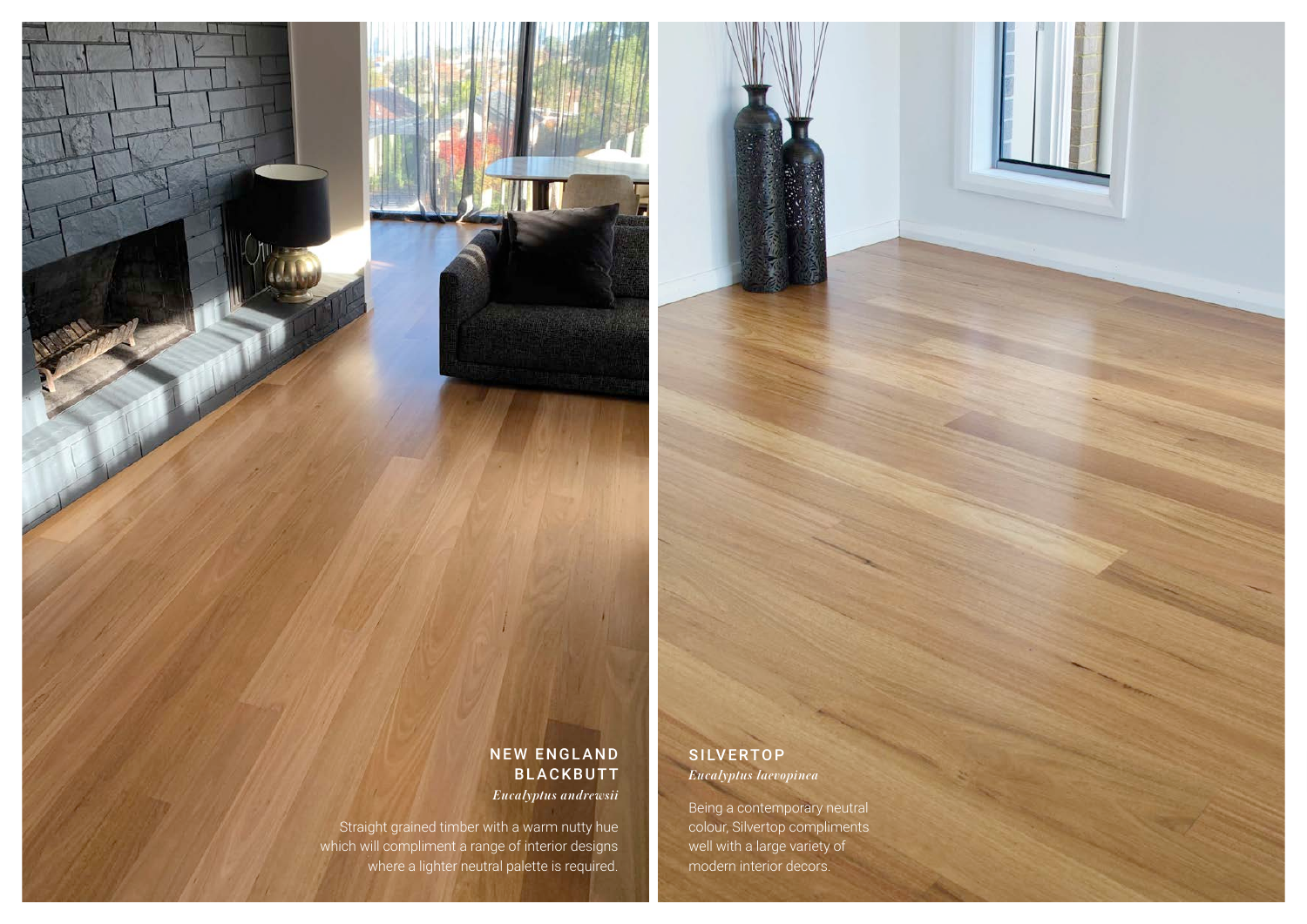## NEW ENGLAND BLACKBUTT

*Eucalyptus andrewsii*

Straight grained timber with a warm nutty hue which will compliment a range of interior designs where a lighter neutral palette is required.

## SILVERTOP

*Eucalyptus laevopinea*

Being a contemporary neutral colour, Silvertop compliments well with a large variety of modern interior decors.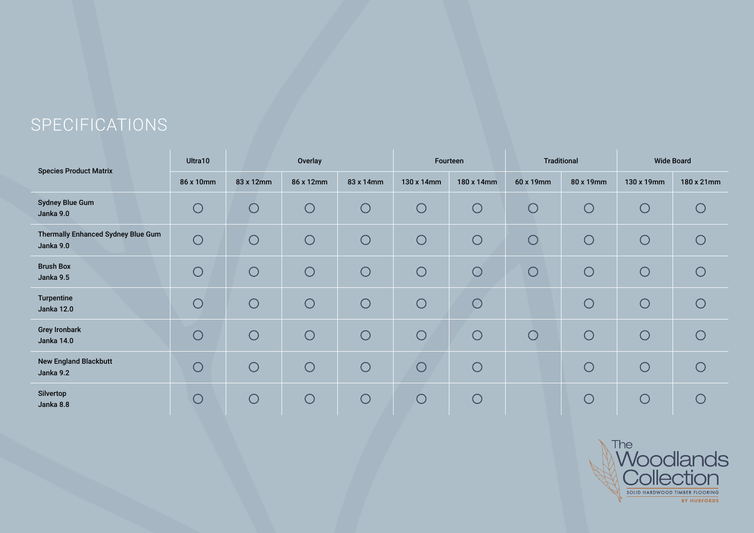# SPECIFICATIONS

| Species Product Matrix | Ultra10 | Overlay | | | Fourteen | | Traditional | | Wide Board | |
|---|---|---|---|---|---|---|---|---|---|---|
| | 86 x 10mm | 83 x 12mm | 86 x 12mm | 83 x 14mm | 130 x 14mm | 180 x 14mm | 60 x 19mm | 80 x 19mm | 130 x 19mm | 180 x 21mm |
| **Sydney Blue Gum**<br>**Janka 9.0** | ○ | ○ | ○ | ○ | ○ | ○ | ○ | ○ | ○ | ○ |
| **Thermally Enhanced Sydney Blue Gum**<br>**Janka 9.0** | ○ | ○ | ○ | ○ | ○ | ○ | ○ | ○ | ○ | ○ |
| **Brush Box**<br>**Janka 9.5** | ○ | ○ | ○ | ○ | ○ | ○ | ○ | ○ | ○ | ○ |
| **Turpentine**<br>**Janka 12.0** | ○ | ○ | ○ | ○ | ○ | ○ | | ○ | ○ | ○ |
| **Grey Ironbark**<br>**Janka 14.0** | ○ | ○ | ○ | ○ | ○ | ○ | ○ | ○ | ○ | ○ |
| **New England Blackbutt**<br>**Janka 9.2** | ○ | ○ | ○ | ○ | ○ | ○ | | ○ | ○ | ○ |
| **Silvertop**<br>**Janka 8.8** | ○ | ○ | ○ | ○ | ○ | ○ | | ○ | ○ | ○ |

The Woodlands Collection
SOLID HARDWOOD TIMBER FLOORING
BY HURFORDS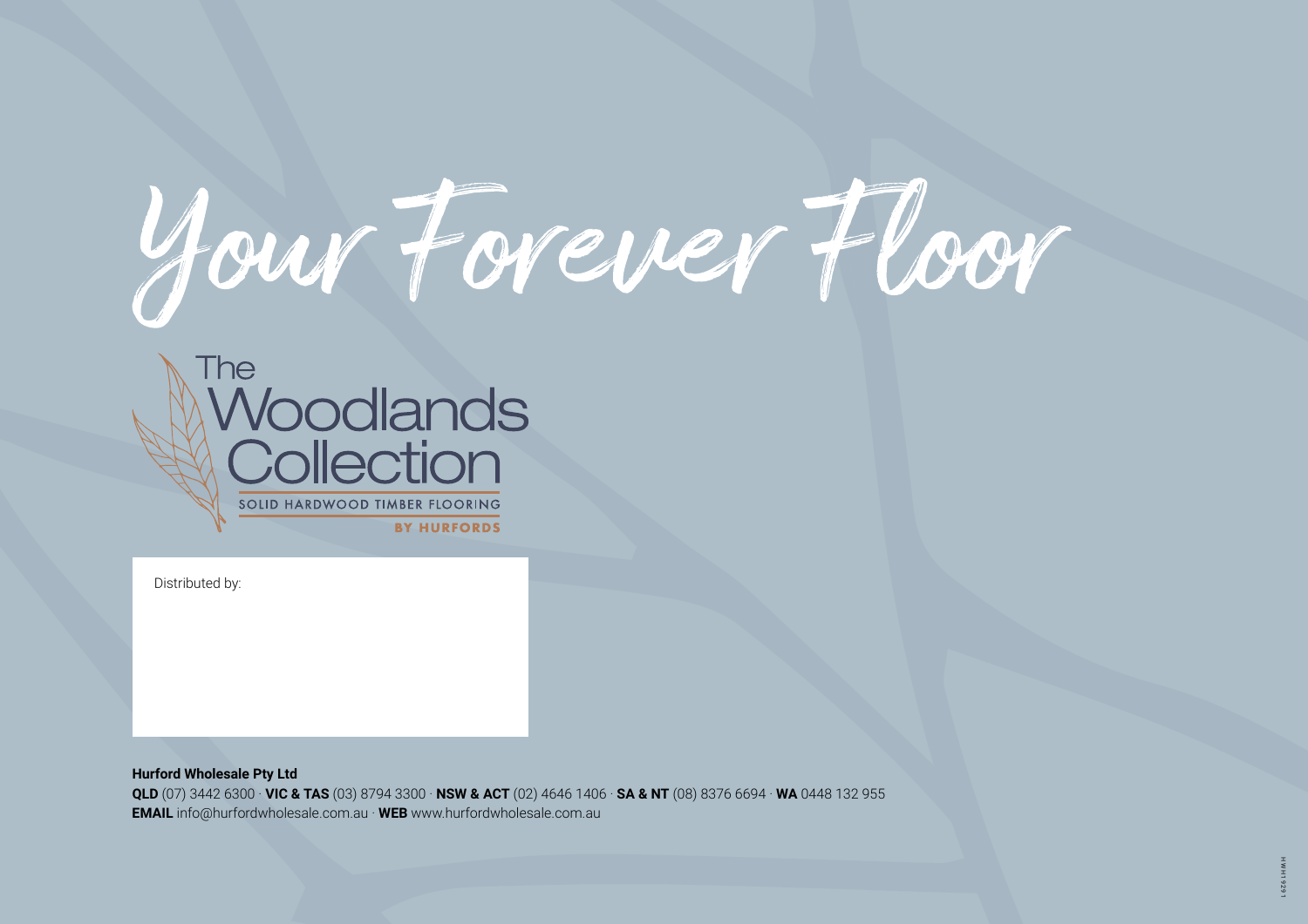# Your Forever Floor

The Woodlands Collection

SOLID HARDWOOD TIMBER FLOORING

BY HURFORDS

Distributed by:

**Hurford Wholesale Pty Ltd**

**QLD** (07) 3442 6300 · **VIC & TAS** (03) 8794 3300 · **NSW & ACT** (02) 4646 1406 · **SA & NT** (08) 8376 6694 · **WA** 0448 132 955

**EMAIL** info@hurfordwholesale.com.au · **WEB** www.hurfordwholesale.com.au

HWH19291